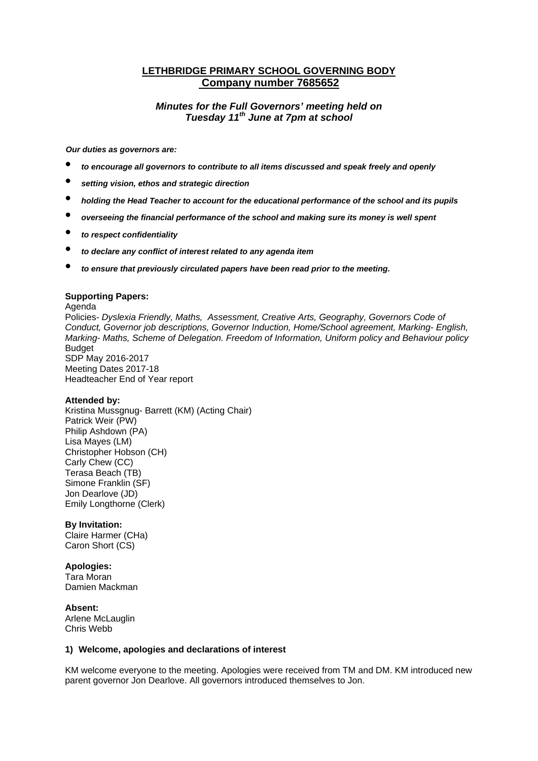# **LETHBRIDGE PRIMARY SCHOOL GOVERNING BODY**
## **Company number 7685652**

***Minutes for the Full Governors' meeting held on Tuesday 11th June at 7pm at school***

***Our duties as governors are:***

- ***to encourage all governors to contribute to all items discussed and speak freely and openly***
- ***setting vision, ethos and strategic direction***
- ***holding the Head Teacher to account for the educational performance of the school and its pupils***
- ***overseeing the financial performance of the school and making sure its money is well spent***
- ***to respect confidentiality***
- ***to declare any conflict of interest related to any agenda item***
- ***to ensure that previously circulated papers have been read prior to the meeting.***

**Supporting Papers:**
Agenda
Policies- *Dyslexia Friendly, Maths, Assessment, Creative Arts, Geography, Governors Code of Conduct, Governor job descriptions, Governor Induction, Home/School agreement, Marking- English, Marking- Maths, Scheme of Delegation. Freedom of Information, Uniform policy and Behaviour policy*
Budget
SDP May 2016-2017
Meeting Dates 2017-18
Headteacher End of Year report

**Attended by:**
Kristina Mussgnug- Barrett (KM) (Acting Chair)
Patrick Weir (PW)
Philip Ashdown (PA)
Lisa Mayes (LM)
Christopher Hobson (CH)
Carly Chew (CC)
Terasa Beach (TB)
Simone Franklin (SF)
Jon Dearlove (JD)
Emily Longthorne (Clerk)

**By Invitation:**
Claire Harmer (CHa)
Caron Short (CS)

**Apologies:**
Tara Moran
Damien Mackman

**Absent:**
Arlene McLauglin
Chris Webb

**1) Welcome, apologies and declarations of interest**

KM welcome everyone to the meeting. Apologies were received from TM and DM. KM introduced new parent governor Jon Dearlove. All governors introduced themselves to Jon.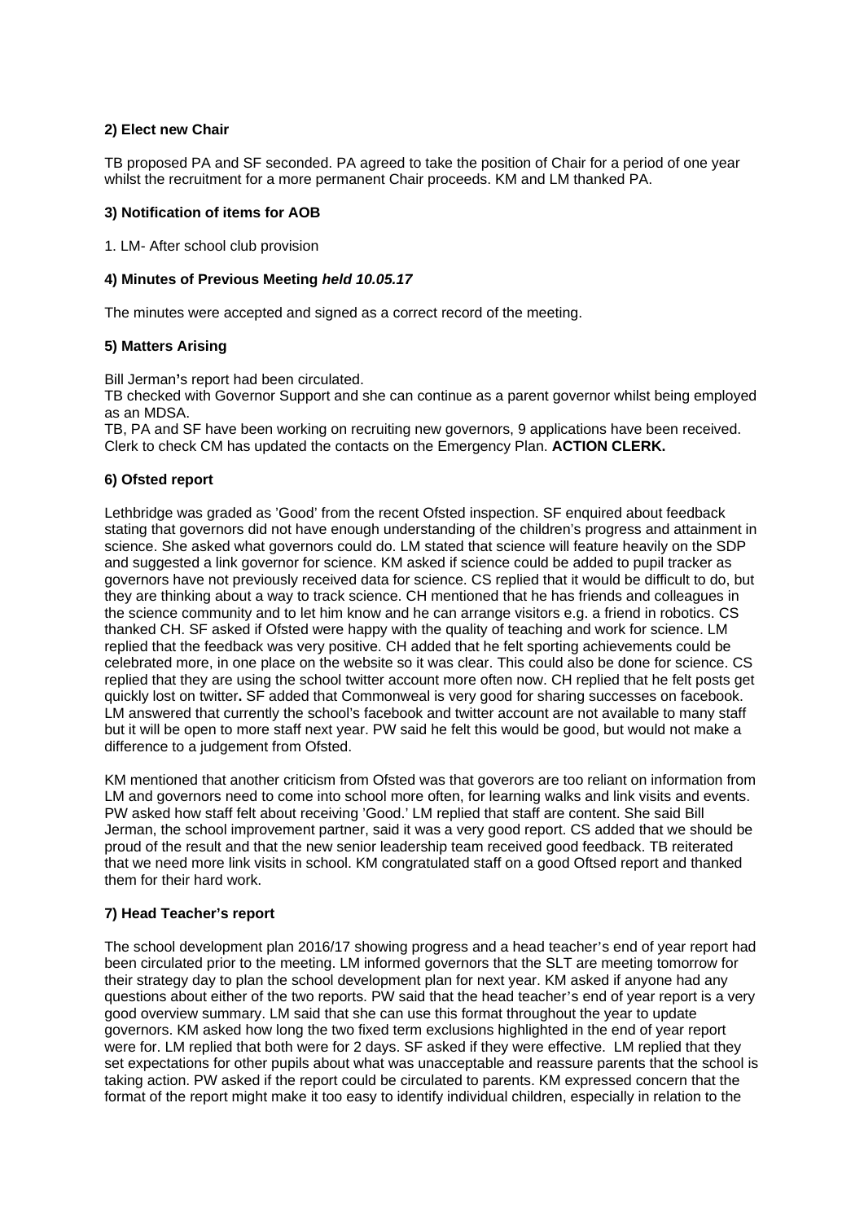**2) Elect new Chair**

TB proposed PA and SF seconded. PA agreed to take the position of Chair for a period of one year whilst the recruitment for a more permanent Chair proceeds. KM and LM thanked PA.

**3) Notification of items for AOB**

1. LM- After school club provision

**4) Minutes of Previous Meeting *held 10.05.17***

The minutes were accepted and signed as a correct record of the meeting.

**5) Matters Arising**

Bill Jerman's report had been circulated.
TB checked with Governor Support and she can continue as a parent governor whilst being employed as an MDSA.
TB, PA and SF have been working on recruiting new governors, 9 applications have been received.
Clerk to check CM has updated the contacts on the Emergency Plan. **ACTION CLERK.**

**6) Ofsted report**

Lethbridge was graded as 'Good' from the recent Ofsted inspection. SF enquired about feedback stating that governors did not have enough understanding of the children's progress and attainment in science. She asked what governors could do. LM stated that science will feature heavily on the SDP and suggested a link governor for science. KM asked if science could be added to pupil tracker as governors have not previously received data for science. CS replied that it would be difficult to do, but they are thinking about a way to track science. CH mentioned that he has friends and colleagues in the science community and to let him know and he can arrange visitors e.g. a friend in robotics. CS thanked CH. SF asked if Ofsted were happy with the quality of teaching and work for science. LM replied that the feedback was very positive. CH added that he felt sporting achievements could be celebrated more, in one place on the website so it was clear. This could also be done for science. CS replied that they are using the school twitter account more often now. CH replied that he felt posts get quickly lost on twitter**.** SF added that Commonweal is very good for sharing successes on facebook. LM answered that currently the school's facebook and twitter account are not available to many staff but it will be open to more staff next year. PW said he felt this would be good, but would not make a difference to a judgement from Ofsted.

KM mentioned that another criticism from Ofsted was that goverors are too reliant on information from LM and governors need to come into school more often, for learning walks and link visits and events. PW asked how staff felt about receiving 'Good.' LM replied that staff are content. She said Bill Jerman, the school improvement partner, said it was a very good report. CS added that we should be proud of the result and that the new senior leadership team received good feedback. TB reiterated that we need more link visits in school. KM congratulated staff on a good Oftsed report and thanked them for their hard work.

**7) Head Teacher's report**

The school development plan 2016/17 showing progress and a head teacher's end of year report had been circulated prior to the meeting. LM informed governors that the SLT are meeting tomorrow for their strategy day to plan the school development plan for next year. KM asked if anyone had any questions about either of the two reports. PW said that the head teacher's end of year report is a very good overview summary. LM said that she can use this format throughout the year to update governors. KM asked how long the two fixed term exclusions highlighted in the end of year report were for. LM replied that both were for 2 days. SF asked if they were effective. LM replied that they set expectations for other pupils about what was unacceptable and reassure parents that the school is taking action. PW asked if the report could be circulated to parents. KM expressed concern that the format of the report might make it too easy to identify individual children, especially in relation to the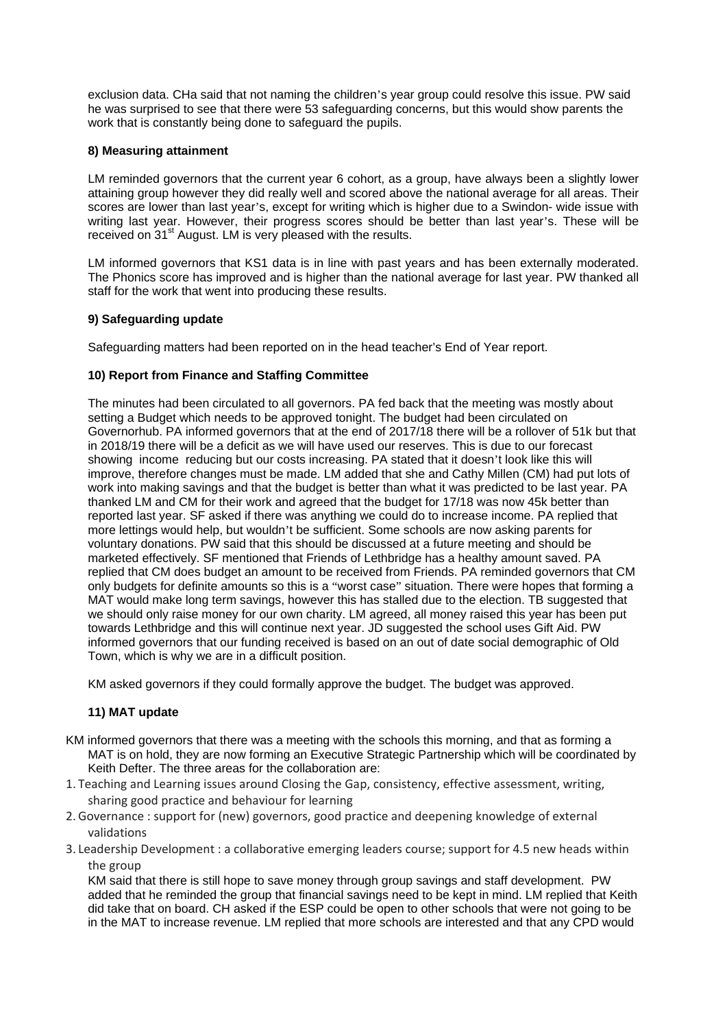exclusion data. CHa said that not naming the children's year group could resolve this issue. PW said he was surprised to see that there were 53 safeguarding concerns, but this would show parents the work that is constantly being done to safeguard the pupils.

**8) Measuring attainment**

LM reminded governors that the current year 6 cohort, as a group, have always been a slightly lower attaining group however they did really well and scored above the national average for all areas. Their scores are lower than last year's, except for writing which is higher due to a Swindon- wide issue with writing last year. However, their progress scores should be better than last year's. These will be received on 31st August. LM is very pleased with the results.

LM informed governors that KS1 data is in line with past years and has been externally moderated. The Phonics score has improved and is higher than the national average for last year. PW thanked all staff for the work that went into producing these results.

**9) Safeguarding update**

Safeguarding matters had been reported on in the head teacher's End of Year report.

**10) Report from Finance and Staffing Committee**

The minutes had been circulated to all governors. PA fed back that the meeting was mostly about setting a Budget which needs to be approved tonight. The budget had been circulated on Governorhub. PA informed governors that at the end of 2017/18 there will be a rollover of 51k but that in 2018/19 there will be a deficit as we will have used our reserves. This is due to our forecast showing income reducing but our costs increasing. PA stated that it doesn't look like this will improve, therefore changes must be made. LM added that she and Cathy Millen (CM) had put lots of work into making savings and that the budget is better than what it was predicted to be last year. PA thanked LM and CM for their work and agreed that the budget for 17/18 was now 45k better than reported last year. SF asked if there was anything we could do to increase income. PA replied that more lettings would help, but wouldn't be sufficient. Some schools are now asking parents for voluntary donations. PW said that this should be discussed at a future meeting and should be marketed effectively. SF mentioned that Friends of Lethbridge has a healthy amount saved. PA replied that CM does budget an amount to be received from Friends. PA reminded governors that CM only budgets for definite amounts so this is a "worst case" situation. There were hopes that forming a MAT would make long term savings, however this has stalled due to the election. TB suggested that we should only raise money for our own charity. LM agreed, all money raised this year has been put towards Lethbridge and this will continue next year. JD suggested the school uses Gift Aid. PW informed governors that our funding received is based on an out of date social demographic of Old Town, which is why we are in a difficult position.

KM asked governors if they could formally approve the budget. The budget was approved.

**11) MAT update**

KM informed governors that there was a meeting with the schools this morning, and that as forming a MAT is on hold, they are now forming an Executive Strategic Partnership which will be coordinated by Keith Defter. The three areas for the collaboration are:

1. Teaching and Learning issues around Closing the Gap, consistency, effective assessment, writing, sharing good practice and behaviour for learning
2. Governance : support for (new) governors, good practice and deepening knowledge of external validations
3. Leadership Development : a collaborative emerging leaders course; support for 4.5 new heads within the group

KM said that there is still hope to save money through group savings and staff development. PW added that he reminded the group that financial savings need to be kept in mind. LM replied that Keith did take that on board. CH asked if the ESP could be open to other schools that were not going to be in the MAT to increase revenue. LM replied that more schools are interested and that any CPD would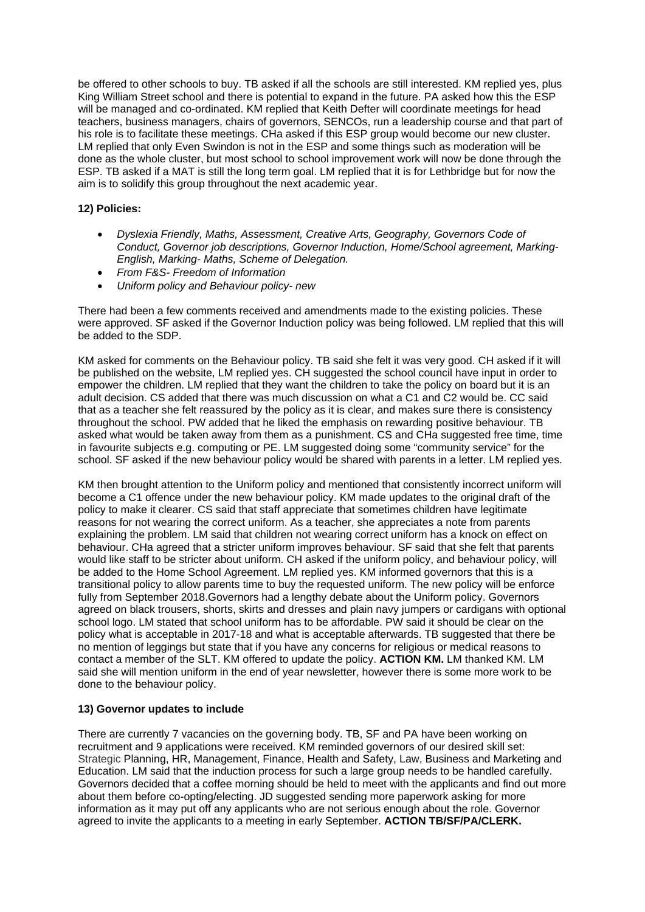be offered to other schools to buy. TB asked if all the schools are still interested. KM replied yes, plus King William Street school and there is potential to expand in the future. PA asked how this the ESP will be managed and co-ordinated. KM replied that Keith Defter will coordinate meetings for head teachers, business managers, chairs of governors, SENCOs, run a leadership course and that part of his role is to facilitate these meetings. CHa asked if this ESP group would become our new cluster. LM replied that only Even Swindon is not in the ESP and some things such as moderation will be done as the whole cluster, but most school to school improvement work will now be done through the ESP. TB asked if a MAT is still the long term goal. LM replied that it is for Lethbridge but for now the aim is to solidify this group throughout the next academic year.

**12) Policies:**

- *Dyslexia Friendly, Maths, Assessment, Creative Arts, Geography, Governors Code of Conduct, Governor job descriptions, Governor Induction, Home/School agreement, Marking- English, Marking- Maths, Scheme of Delegation.*
- *From F&S- Freedom of Information*
- *Uniform policy and Behaviour policy- new*

There had been a few comments received and amendments made to the existing policies. These were approved. SF asked if the Governor Induction policy was being followed. LM replied that this will be added to the SDP.

KM asked for comments on the Behaviour policy. TB said she felt it was very good. CH asked if it will be published on the website, LM replied yes. CH suggested the school council have input in order to empower the children. LM replied that they want the children to take the policy on board but it is an adult decision. CS added that there was much discussion on what a C1 and C2 would be. CC said that as a teacher she felt reassured by the policy as it is clear, and makes sure there is consistency throughout the school. PW added that he liked the emphasis on rewarding positive behaviour. TB asked what would be taken away from them as a punishment. CS and CHa suggested free time, time in favourite subjects e.g. computing or PE. LM suggested doing some "community service" for the school. SF asked if the new behaviour policy would be shared with parents in a letter. LM replied yes.

KM then brought attention to the Uniform policy and mentioned that consistently incorrect uniform will become a C1 offence under the new behaviour policy. KM made updates to the original draft of the policy to make it clearer. CS said that staff appreciate that sometimes children have legitimate reasons for not wearing the correct uniform. As a teacher, she appreciates a note from parents explaining the problem. LM said that children not wearing correct uniform has a knock on effect on behaviour. CHa agreed that a stricter uniform improves behaviour. SF said that she felt that parents would like staff to be stricter about uniform. CH asked if the uniform policy, and behaviour policy, will be added to the Home School Agreement. LM replied yes. KM informed governors that this is a transitional policy to allow parents time to buy the requested uniform. The new policy will be enforce fully from September 2018.Governors had a lengthy debate about the Uniform policy. Governors agreed on black trousers, shorts, skirts and dresses and plain navy jumpers or cardigans with optional school logo. LM stated that school uniform has to be affordable. PW said it should be clear on the policy what is acceptable in 2017-18 and what is acceptable afterwards. TB suggested that there be no mention of leggings but state that if you have any concerns for religious or medical reasons to contact a member of the SLT. KM offered to update the policy. **ACTION KM.** LM thanked KM. LM said she will mention uniform in the end of year newsletter, however there is some more work to be done to the behaviour policy.

**13) Governor updates to include**

There are currently 7 vacancies on the governing body. TB, SF and PA have been working on recruitment and 9 applications were received. KM reminded governors of our desired skill set: Strategic Planning, HR, Management, Finance, Health and Safety, Law, Business and Marketing and Education. LM said that the induction process for such a large group needs to be handled carefully. Governors decided that a coffee morning should be held to meet with the applicants and find out more about them before co-opting/electing. JD suggested sending more paperwork asking for more information as it may put off any applicants who are not serious enough about the role. Governor agreed to invite the applicants to a meeting in early September. **ACTION TB/SF/PA/CLERK.**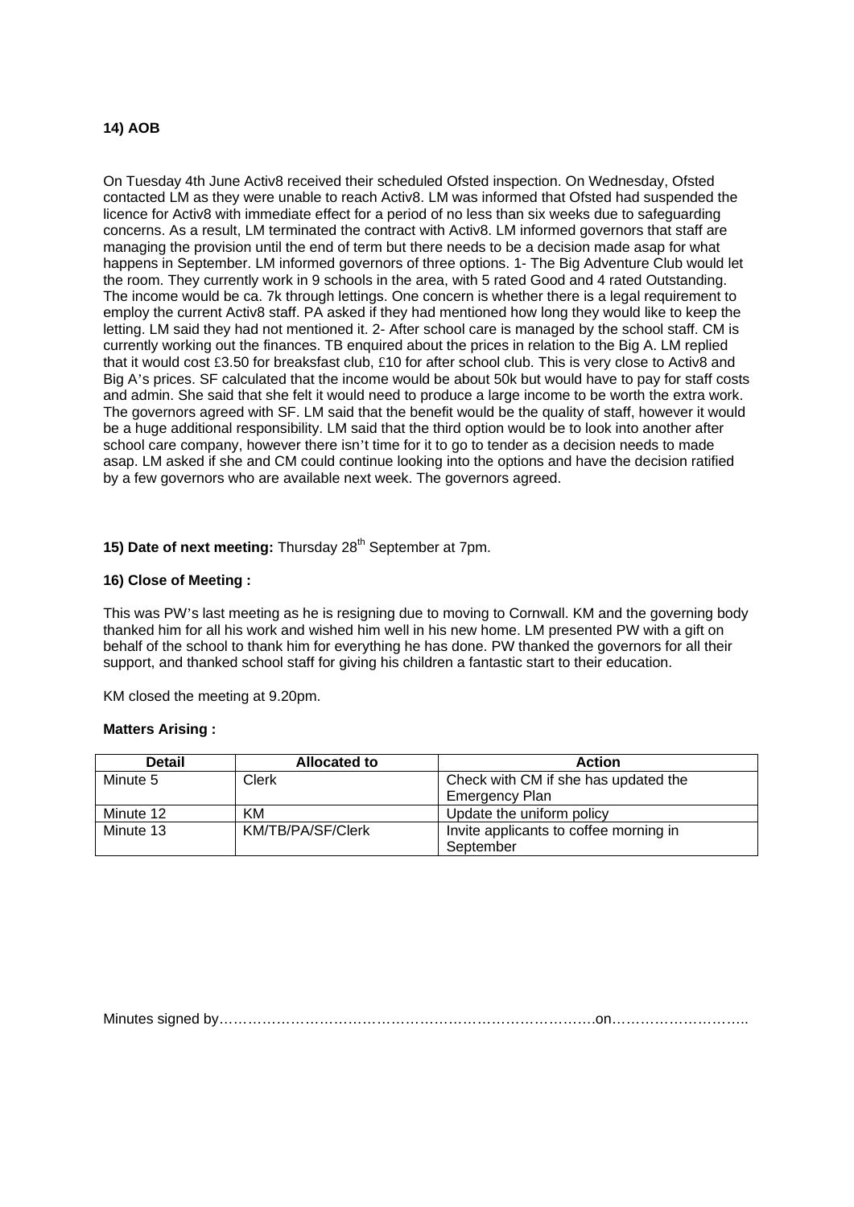**14) AOB**

On Tuesday 4th June Activ8 received their scheduled Ofsted inspection. On Wednesday, Ofsted contacted LM as they were unable to reach Activ8. LM was informed that Ofsted had suspended the licence for Activ8 with immediate effect for a period of no less than six weeks due to safeguarding concerns. As a result, LM terminated the contract with Activ8. LM informed governors that staff are managing the provision until the end of term but there needs to be a decision made asap for what happens in September. LM informed governors of three options. 1- The Big Adventure Club would let the room. They currently work in 9 schools in the area, with 5 rated Good and 4 rated Outstanding. The income would be ca. 7k through lettings. One concern is whether there is a legal requirement to employ the current Activ8 staff. PA asked if they had mentioned how long they would like to keep the letting. LM said they had not mentioned it. 2- After school care is managed by the school staff. CM is currently working out the finances. TB enquired about the prices in relation to the Big A. LM replied that it would cost £3.50 for breaksfast club, £10 for after school club. This is very close to Activ8 and Big A's prices. SF calculated that the income would be about 50k but would have to pay for staff costs and admin. She said that she felt it would need to produce a large income to be worth the extra work. The governors agreed with SF. LM said that the benefit would be the quality of staff, however it would be a huge additional responsibility. LM said that the third option would be to look into another after school care company, however there isn't time for it to go to tender as a decision needs to made asap. LM asked if she and CM could continue looking into the options and have the decision ratified by a few governors who are available next week. The governors agreed.

**15) Date of next meeting:** Thursday 28th September at 7pm.

**16) Close of Meeting :**

This was PW's last meeting as he is resigning due to moving to Cornwall. KM and the governing body thanked him for all his work and wished him well in his new home. LM presented PW with a gift on behalf of the school to thank him for everything he has done. PW thanked the governors for all their support, and thanked school staff for giving his children a fantastic start to their education.

KM closed the meeting at 9.20pm.

**Matters Arising :**

| Detail | Allocated to | Action |
|---|---|---|
| Minute 5 | Clerk | Check with CM if she has updated the Emergency Plan |
| Minute 12 | KM | Update the uniform policy |
| Minute 13 | KM/TB/PA/SF/Clerk | Invite applicants to coffee morning in September |

Minutes signed by……………………………………………………………………….on………………………..